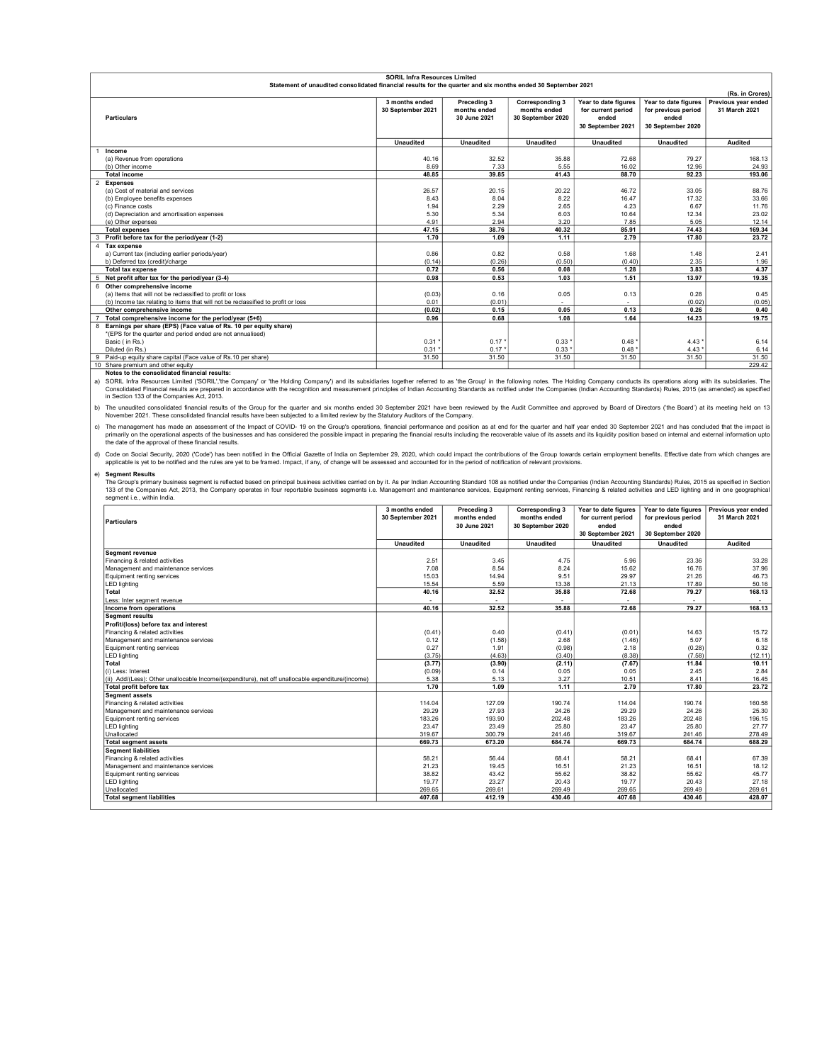**SORIL Infra Resources Limited**

**Statement of unaudited consolidated financial results for the quarter and six months ended 30 September 2021**

(Rs. in Crores)

| | Particulars | 3 months ended 30 September 2021 | Preceding 3 months ended 30 June 2021 | Corresponding 3 months ended 30 September 2020 | Year to date figures for current period ended 30 September 2021 | Year to date figures for previous period ended 30 September 2020 | Previous year ended 31 March 2021 |
|---|---|---|---|---|---|---|---|
| | | Unaudited | Unaudited | Unaudited | Unaudited | Unaudited | Audited |
| 1 | **Income** | | | | | | |
| | (a) Revenue from operations | 40.16 | 32.52 | 35.88 | 72.68 | 79.27 | 168.13 |
| | (b) Other income | 8.69 | 7.33 | 5.55 | 16.02 | 12.96 | 24.93 |
| | **Total income** | **48.85** | **39.85** | **41.43** | **88.70** | **92.23** | **193.06** |
| 2 | **Expenses** | | | | | | |
| | (a) Cost of material and services | 26.57 | 20.15 | 20.22 | 46.72 | 33.05 | 88.76 |
| | (b) Employee benefits expenses | 8.43 | 8.04 | 8.22 | 16.47 | 17.32 | 33.66 |
| | (c) Finance costs | 1.94 | 2.29 | 2.65 | 4.23 | 6.67 | 11.76 |
| | (d) Depreciation and amortisation expenses | 5.30 | 5.34 | 6.03 | 10.64 | 12.34 | 23.02 |
| | (e) Other expenses | 4.91 | 2.94 | 3.20 | 7.85 | 5.05 | 12.14 |
| | **Total expenses** | **47.15** | **38.76** | **40.32** | **85.91** | **74.43** | **169.34** |
| 3 | **Profit before tax for the period/year (1-2)** | **1.70** | **1.09** | **1.11** | **2.79** | **17.80** | **23.72** |
| 4 | **Tax expense** | | | | | | |
| | a) Current tax (including earlier periods/year) | 0.86 | 0.82 | 0.58 | 1.68 | 1.48 | 2.41 |
| | b) Deferred tax (credit)/charge | (0.14) | (0.26) | (0.50) | (0.40) | 2.35 | 1.96 |
| | **Total tax expense** | **0.72** | **0.56** | **0.08** | **1.28** | **3.83** | **4.37** |
| 5 | **Net profit after tax for the period/year (3-4)** | **0.98** | **0.53** | **1.03** | **1.51** | **13.97** | **19.35** |
| 6 | **Other comprehensive income** | | | | | | |
| | (a) Items that will not be reclassified to profit or loss | (0.03) | 0.16 | 0.05 | 0.13 | 0.28 | 0.45 |
| | (b) Income tax relating to items that will not be reclassified to profit or loss | 0.01 | (0.01) | - | - | (0.02) | (0.05) |
| | **Other comprehensive income** | **(0.02)** | **0.15** | **0.05** | **0.13** | **0.26** | **0.40** |
| 7 | **Total comprehensive income for the period/year (5+6)** | **0.96** | **0.68** | **1.08** | **1.64** | **14.23** | **19.75** |
| 8 | **Earnings per share (EPS) (Face value of Rs. 10 per equity share)** | | | | | | |
| | *(EPS for the quarter and period ended are not annualised) | | | | | | |
| | Basic ( in Rs.) | 0.31 * | 0.17 * | 0.33 * | 0.48 * | 4.43 * | 6.14 |
| | Diluted (in Rs.) | 0.31 * | 0.17 * | 0.33 * | 0.48 * | 4.43 * | 6.14 |
| 9 | Paid-up equity share capital (Face value of Rs.10 per share) | 31.50 | 31.50 | 31.50 | 31.50 | 31.50 | 31.50 |
| 10 | Share premium and other equity | | | | | | 229.42 |

**Notes to the consolidated financial results:**

a) SORIL Infra Resources Limited ('SORIL','the Company' or 'the Holding Company') and its subsidiaries together referred to as 'the Group' in the following notes. The Holding Company conducts its operations along with its subsidiaries. The Consolidated Financial results are prepared in accordance with the recognition and measurement principles of Indian Accounting Standards as notified under the Companies (Indian Accounting Standards) Rules, 2015 (as amended) as specified in Section 133 of the Companies Act, 2013.

b) The unaudited consolidated financial results of the Group for the quarter and six months ended 30 September 2021 have been reviewed by the Audit Committee and approved by Board of Directors ('the Board') at its meeting held on 13 November 2021. These consolidated financial results have been subjected to a limited review by the Statutory Auditors of the Company.

c) The management has made an assessment of the Impact of COVID- 19 on the Group's operations, financial performance and position as at end for the quarter and half year ended 30 September 2021 and has concluded that the impact is primarily on the operational aspects of the businesses and has considered the possible impact in preparing the financial results including the recoverable value of its assets and its liquidity position based on internal and external information upto the date of the approval of these financial results.

d) Code on Social Security, 2020 ('Code') has been notified in the Official Gazette of India on September 29, 2020, which could impact the contributions of the Group towards certain employment benefits. Effective date from which changes are applicable is yet to be notified and the rules are yet to be framed. Impact, if any, of change will be assessed and accounted for in the period of notification of relevant provisions.

e) **Segment Results**

The Group's primary business segment is reflected based on principal business activities carried on by it. As per Indian Accounting Standard 108 as notified under the Companies (Indian Accounting Standards) Rules, 2015 as specified in Section 133 of the Companies Act, 2013, the Company operates in four reportable business segments i.e. Management and maintenance services, Equipment renting services, Financing & related activities and LED lighting and in one geographical segment i.e., within India.

| Particulars | 3 months ended 30 September 2021 | Preceding 3 months ended 30 June 2021 | Corresponding 3 months ended 30 September 2020 | Year to date figures for current period ended 30 September 2021 | Year to date figures for previous period ended 30 September 2020 | Previous year ended 31 March 2021 |
|---|---|---|---|---|---|---|
| | Unaudited | Unaudited | Unaudited | Unaudited | Unaudited | Audited |
| **Segment revenue** | | | | | | |
| Financing & related activities | 2.51 | 3.45 | 4.75 | 5.96 | 23.36 | 33.28 |
| Management and maintenance services | 7.08 | 8.54 | 8.24 | 15.62 | 16.76 | 37.96 |
| Equipment renting services | 15.03 | 14.94 | 9.51 | 29.97 | 21.26 | 46.73 |
| LED lighting | 15.54 | 5.59 | 13.38 | 21.13 | 17.89 | 50.16 |
| **Total** | **40.16** | **32.52** | **35.88** | **72.68** | **79.27** | **168.13** |
| Less: Inter segment revenue | - | - | - | - | - | - |
| **Income from operations** | **40.16** | **32.52** | **35.88** | **72.68** | **79.27** | **168.13** |
| **Segment results** | | | | | | |
| **Profit/(loss) before tax and interest** | | | | | | |
| Financing & related activities | (0.41) | 0.40 | (0.41) | (0.01) | 14.63 | 15.72 |
| Management and maintenance services | 0.12 | (1.58) | 2.68 | (1.46) | 5.07 | 6.18 |
| Equipment renting services | 0.27 | 1.91 | (0.98) | 2.18 | (0.28) | 0.32 |
| LED lighting | (3.75) | (4.63) | (3.40) | (8.38) | (7.58) | (12.11) |
| **Total** | **(3.77)** | **(3.90)** | **(2.11)** | **(7.67)** | **11.84** | **10.11** |
| (i) Less: Interest | (0.09) | 0.14 | 0.05 | 0.05 | 2.45 | 2.84 |
| (ii) Add/(Less): Other unallocable Income/(expenditure), net off unallocable expenditure/(income) | 5.38 | 5.13 | 3.27 | 10.51 | 8.41 | 16.45 |
| **Total profit before tax** | **1.70** | **1.09** | **1.11** | **2.79** | **17.80** | **23.72** |
| **Segment assets** | | | | | | |
| Financing & related activities | 114.04 | 127.09 | 190.74 | 114.04 | 190.74 | 160.58 |
| Management and maintenance services | 29.29 | 27.93 | 24.26 | 29.29 | 24.26 | 25.30 |
| Equipment renting services | 183.26 | 193.90 | 202.48 | 183.26 | 202.48 | 196.15 |
| LED lighting | 23.47 | 23.49 | 25.80 | 23.47 | 25.80 | 27.77 |
| Unallocated | 319.67 | 300.79 | 241.46 | 319.67 | 241.46 | 278.49 |
| **Total segment assets** | **669.73** | **673.20** | **684.74** | **669.73** | **684.74** | **688.29** |
| **Segment liabilities** | | | | | | |
| Financing & related activities | 58.21 | 56.44 | 68.41 | 58.21 | 68.41 | 67.39 |
| Management and maintenance services | 21.23 | 19.45 | 16.51 | 21.23 | 16.51 | 18.12 |
| Equipment renting services | 38.82 | 43.42 | 55.62 | 38.82 | 55.62 | 45.77 |
| LED lighting | 19.77 | 23.27 | 20.43 | 19.77 | 20.43 | 27.18 |
| Unallocated | 269.65 | 269.61 | 269.49 | 269.65 | 269.49 | 269.61 |
| **Total segment liabilities** | **407.68** | **412.19** | **430.46** | **407.68** | **430.46** | **428.07** |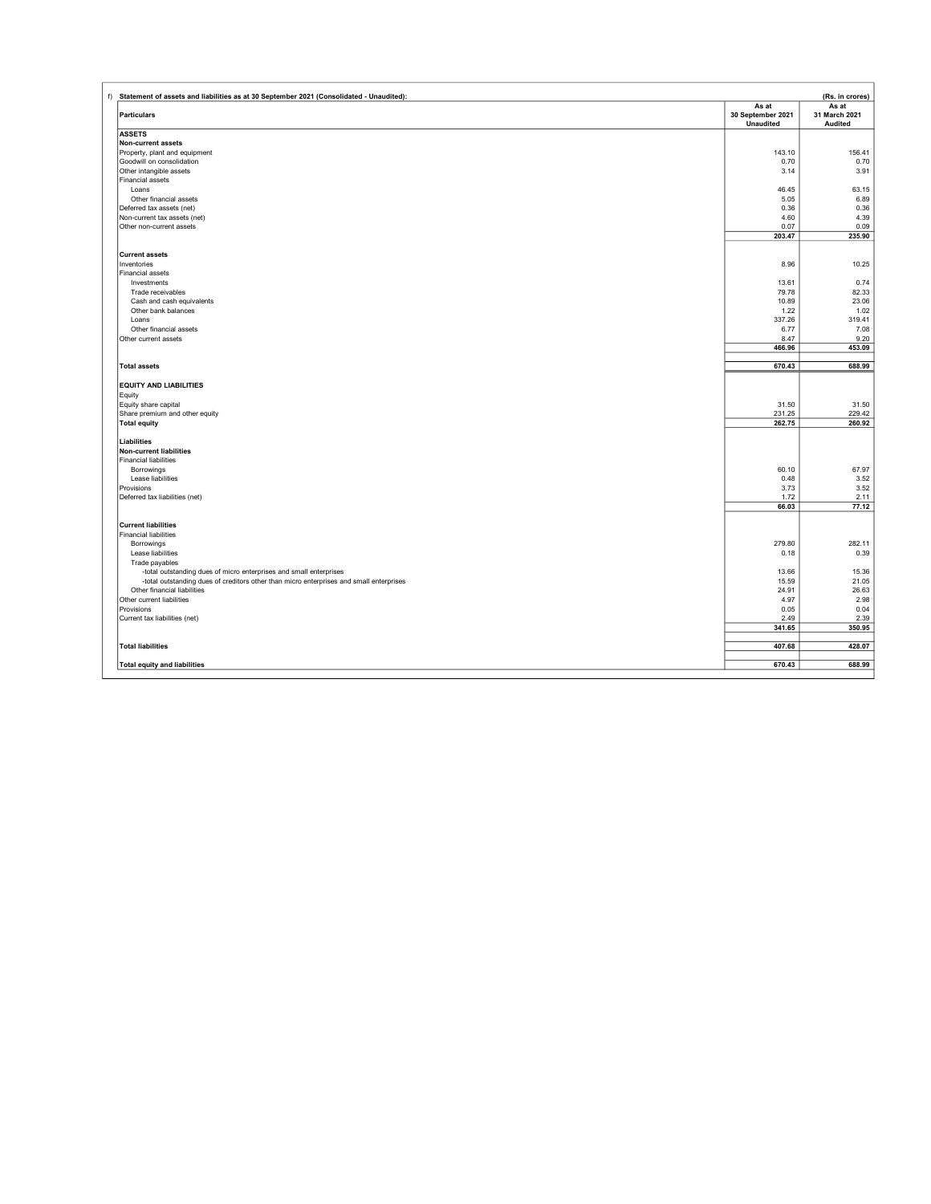f) **Statement of assets and liabilities as at 30 September 2021 (Consolidated - Unaudited):**

(Rs. in crores)

| Particulars | As at 30 September 2021 Unaudited | As at 31 March 2021 Audited |
|---|---|---|
| **ASSETS** | | |
| **Non-current assets** | | |
| Property, plant and equipment | 143.10 | 156.41 |
| Goodwill on consolidation | 0.70 | 0.70 |
| Other intangible assets | 3.14 | 3.91 |
| Financial assets | | |
| Loans | 46.45 | 63.15 |
| Other financial assets | 5.05 | 6.89 |
| Deferred tax assets (net) | 0.36 | 0.36 |
| Non-current tax assets (net) | 4.60 | 4.39 |
| Other non-current assets | 0.07 | 0.09 |
| | **203.47** | **235.90** |
| **Current assets** | | |
| Inventories | 8.96 | 10.25 |
| Financial assets | | |
| Investments | 13.61 | 0.74 |
| Trade receivables | 79.78 | 82.33 |
| Cash and cash equivalents | 10.89 | 23.06 |
| Other bank balances | 1.22 | 1.02 |
| Loans | 337.26 | 319.41 |
| Other financial assets | 6.77 | 7.08 |
| Other current assets | 8.47 | 9.20 |
| | **466.96** | **453.09** |
| **Total assets** | **670.43** | **688.99** |
| **EQUITY AND LIABILITIES** | | |
| Equity | | |
| Equity share capital | 31.50 | 31.50 |
| Share premium and other equity | 231.25 | 229.42 |
| **Total equity** | **262.75** | **260.92** |
| **Liabilities** | | |
| **Non-current liabilities** | | |
| Financial liabilities | | |
| Borrowings | 60.10 | 67.97 |
| Lease liabilities | 0.48 | 3.52 |
| Provisions | 3.73 | 3.52 |
| Deferred tax liabilities (net) | 1.72 | 2.11 |
| | **66.03** | **77.12** |
| **Current liabilities** | | |
| Financial liabilities | | |
| Borrowings | 279.80 | 282.11 |
| Lease liabilities | 0.18 | 0.39 |
| Trade payables | | |
| -total outstanding dues of micro enterprises and small enterprises | 13.66 | 15.36 |
| -total outstanding dues of creditors other than micro enterprises and small enterprises | 15.59 | 21.05 |
| Other financial liabilities | 24.91 | 26.63 |
| Other current liabilities | 4.97 | 2.98 |
| Provisions | 0.05 | 0.04 |
| Current tax liabilities (net) | 2.49 | 2.39 |
| | **341.65** | **350.95** |
| **Total liabilities** | **407.68** | **428.07** |
| **Total equity and liabilities** | **670.43** | **688.99** |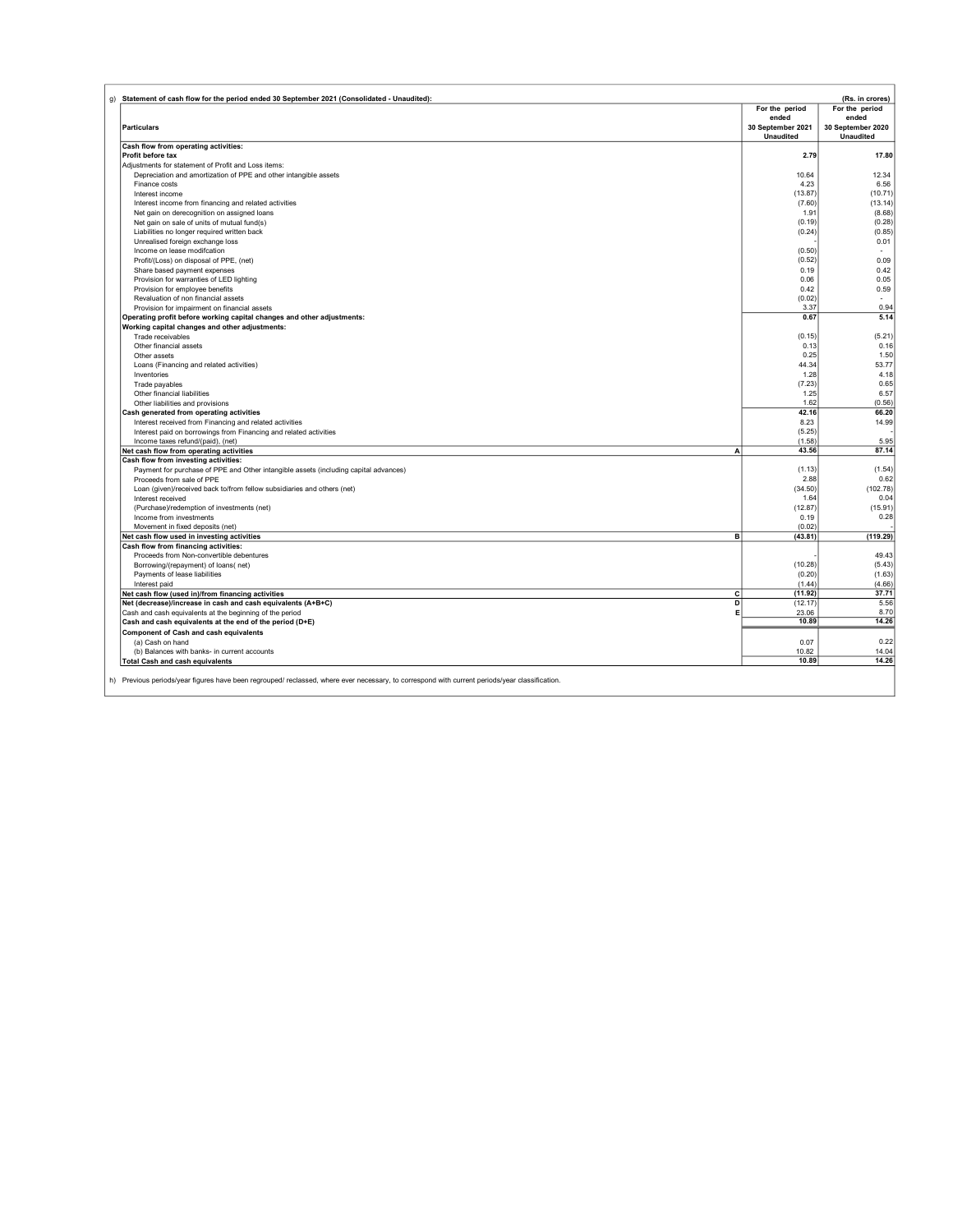g) **Statement of cash flow for the period ended 30 September 2021 (Consolidated - Unaudited):**

(Rs. in crores)

| Particulars | | For the period ended 30 September 2021 Unaudited | For the period ended 30 September 2020 Unaudited |
|---|---|---|---|
| **Cash flow from operating activities:** | | | |
| **Profit before tax** | | **2.79** | **17.80** |
| Adjustments for statement of Profit and Loss items: | | | |
| Depreciation and amortization of PPE and other intangible assets | | 10.64 | 12.34 |
| Finance costs | | 4.23 | 6.56 |
| Interest income | | (13.87) | (10.71) |
| Interest income from financing and related activities | | (7.60) | (13.14) |
| Net gain on derecognition on assigned loans | | 1.91 | (8.68) |
| Net gain on sale of units of mutual fund(s) | | (0.19) | (0.28) |
| Liabilities no longer required written back | | (0.24) | (0.85) |
| Unrealised foreign exchange loss | | - | 0.01 |
| Income on lease modifcation | | (0.50) | - |
| Profit/(Loss) on disposal of PPE, (net) | | (0.52) | 0.09 |
| Share based payment expenses | | 0.19 | 0.42 |
| Provision for warranties of LED lighting | | 0.06 | 0.05 |
| Provision for employee benefits | | 0.42 | 0.59 |
| Revaluation of non financial assets | | (0.02) | - |
| Provision for impairment on financial assets | | 3.37 | 0.94 |
| **Operating profit before working capital changes and other adjustments:** | | **0.67** | **5.14** |
| **Working capital changes and other adjustments:** | | | |
| Trade receivables | | (0.15) | (5.21) |
| Other financial assets | | 0.13 | 0.16 |
| Other assets | | 0.25 | 1.50 |
| Loans (Financing and related activities) | | 44.34 | 53.77 |
| Inventories | | 1.28 | 4.18 |
| Trade payables | | (7.23) | 0.65 |
| Other financial liabilities | | 1.25 | 6.57 |
| Other liabilities and provisions | | 1.62 | (0.56) |
| **Cash generated from operating activities** | | **42.16** | **66.20** |
| Interest received from Financing and related activities | | 8.23 | 14.99 |
| Interest paid on borrowings from Financing and related activities | | (5.25) | - |
| Income taxes refund/(paid), (net) | | (1.58) | 5.95 |
| **Net cash flow from operating activities** | **A** | **43.56** | **87.14** |
| **Cash flow from investing activities:** | | | |
| Payment for purchase of PPE and Other intangible assets (including capital advances) | | (1.13) | (1.54) |
| Proceeds from sale of PPE | | 2.88 | 0.62 |
| Loan (given)/received back to/from fellow subsidiaries and others (net) | | (34.50) | (102.78) |
| Interest received | | 1.64 | 0.04 |
| (Purchase)/redemption of investments (net) | | (12.87) | (15.91) |
| Income from investments | | 0.19 | 0.28 |
| Movement in fixed deposits (net) | | (0.02) | - |
| **Net cash flow used in investing activities** | **B** | **(43.81)** | **(119.29)** |
| **Cash flow from financing activities:** | | | |
| Proceeds from Non-convertible debentures | | - | 49.43 |
| Borrowing/(repayment) of loans( net) | | (10.28) | (5.43) |
| Payments of lease liabilities | | (0.20) | (1.63) |
| Interest paid | | (1.44) | (4.66) |
| **Net cash flow (used in)/from financing activities** | **C** | **(11.92)** | **37.71** |
| **Net (decrease)/increase in cash and cash equivalents (A+B+C)** | **D** | (12.17) | 5.56 |
| Cash and cash equivalents at the beginning of the period | **E** | 23.06 | 8.70 |
| **Cash and cash equivalents at the end of the period (D+E)** | | **10.89** | **14.26** |
| **Component of Cash and cash equivalents** | | | |
| (a) Cash on hand | | 0.07 | 0.22 |
| (b) Balances with banks- in current accounts | | 10.82 | 14.04 |
| **Total Cash and cash equivalents** | | **10.89** | **14.26** |

h) Previous periods/year figures have been regrouped/ reclassed, where ever necessary, to correspond with current periods/year classification.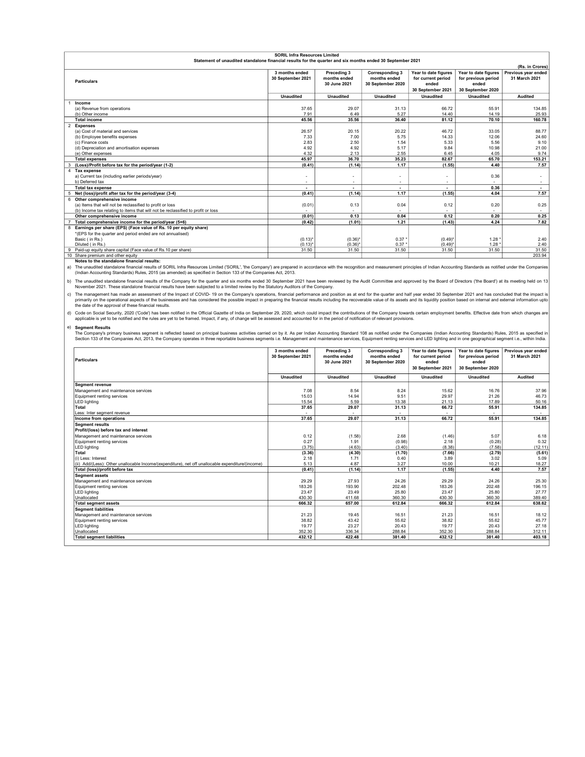**SORIL Infra Resources Limited**

**Statement of unaudited standalone financial results for the quarter and six months ended 30 September 2021**

(Rs. in Crores)

| | Particulars | 3 months ended 30 September 2021 | Preceding 3 months ended 30 June 2021 | Corresponding 3 months ended 30 September 2020 | Year to date figures for current period ended 30 September 2021 | Year to date figures for previous period ended 30 September 2020 | Previous year ended 31 March 2021 |
|---|---|---|---|---|---|---|---|
| | | Unaudited | Unaudited | Unaudited | Unaudited | Unaudited | Audited |
| 1 | **Income** | | | | | | |
| | (a) Revenue from operations | 37.65 | 29.07 | 31.13 | 66.72 | 55.91 | 134.85 |
| | (b) Other income | 7.91 | 6.49 | 5.27 | 14.40 | 14.19 | 25.93 |
| | **Total income** | **45.56** | **35.56** | **36.40** | **81.12** | **70.10** | **160.78** |
| 2 | **Expenses** | | | | | | |
| | (a) Cost of material and services | 26.57 | 20.15 | 20.22 | 46.72 | 33.05 | 88.77 |
| | (b) Employee benefits expenses | 7.33 | 7.00 | 5.75 | 14.33 | 12.06 | 24.60 |
| | (c) Finance costs | 2.83 | 2.50 | 1.54 | 5.33 | 5.56 | 9.10 |
| | (d) Depreciation and amortisation expenses | 4.92 | 4.92 | 5.17 | 9.84 | 10.98 | 21.00 |
| | (e) Other expenses | 4.32 | 2.13 | 2.55 | 6.45 | 4.05 | 9.74 |
| | **Total expenses** | **45.97** | **36.70** | **35.23** | **82.67** | **65.70** | **153.21** |
| 3 | **(Loss)/Profit before tax for the period/year (1-2)** | **(0.41)** | **(1.14)** | **1.17** | **(1.55)** | **4.40** | **7.57** |
| 4 | **Tax expense** | | | | | | |
| | a) Current tax (including earlier periods/year) | - | - | - | - | 0.36 | - |
| | b) Deferred tax | - | - | - | - | - | - |
| | **Total tax expense** | **-** | **-** | **-** | **-** | **0.36** | **-** |
| 5 | **Net (loss)/profit after tax for the period/year (3-4)** | **(0.41)** | **(1.14)** | **1.17** | **(1.55)** | **4.04** | **7.57** |
| 6 | **Other comprehensive income** | | | | | | |
| | (a) Items that will not be reclassified to profit or loss | (0.01) | 0.13 | 0.04 | 0.12 | 0.20 | 0.25 |
| | (b) Income tax relating to items that will not be reclassified to profit or loss | - | - | - | - | - | - |
| | **Other comprehensive income** | **(0.01)** | **0.13** | **0.04** | **0.12** | **0.20** | **0.25** |
| 7 | **Total comprehensive income for the period/year (5+6)** | **(0.42)** | **(1.01)** | **1.21** | **(1.43)** | **4.24** | **7.82** |
| 8 | **Earnings per share (EPS) (Face value of Rs. 10 per equity share)** | | | | | | |
| | *(EPS for the quarter and period ended are not annualised) | | | | | | |
| | Basic ( in Rs.) | (0.13)* | (0.36)* | 0.37 * | (0.49)* | 1.28 * | 2.40 |
| | Diluted ( in Rs.) | (0.13)* | (0.36)* | 0.37 * | (0.49)* | 1.28 * | 2.40 |
| 9 | Paid-up equity share capital (Face value of Rs.10 per share) | 31.50 | 31.50 | 31.50 | 31.50 | 31.50 | 31.50 |
| 10 | Share premium and other equity | | | | | | 203.94 |

**Notes to the standalone financial results:**

a) The unaudited standalone financial results of SORIL Infra Resources Limited ('SORIL', 'the Company') are prepared in accordance with the recognition and measurement principles of Indian Accounting Standards as notified under the Companies (Indian Accounting Standards) Rules, 2015 (as amended) as specified in Section 133 of the Companies Act, 2013.

b) The unaudited standalone financial results of the Company for the quarter and six months ended 30 September 2021 have been reviewed by the Audit Committee and approved by the Board of Directors ('the Board') at its meeting held on 13 November 2021. These standalone financial results have been subjected to a limited review by the Statutory Auditors of the Company.

c) The management has made an assessment of the Impact of COVID- 19 on the Company's operations, financial performance and position as at end for the quarter and half year ended 30 September 2021 and has concluded that the impact is primarily on the operational aspects of the businesses and has considered the possible impact in preparing the financial results including the recoverable value of its assets and its liquidity position based on internal and external information upto the date of the approval of these financial results.

d) Code on Social Security, 2020 ('Code') has been notified in the Official Gazette of India on September 29, 2020, which could impact the contributions of the Company towards certain employment benefits. Effective date from which changes are applicable is yet to be notified and the rules are yet to be framed. Impact, if any, of change will be assessed and accounted for in the period of notification of relevant provisions.

e) **Segment Results**

The Company's primary business segment is reflected based on principal business activities carried on by it. As per Indian Accounting Standard 108 as notified under the Companies (Indian Accounting Standards) Rules, 2015 as specified in Section 133 of the Companies Act, 2013, the Company operates in three reportable business segments i.e. Management and maintenance services, Equipment renting services and LED lighting and in one geographical segment i.e., within India.

| Particulars | 3 months ended 30 September 2021 | Preceding 3 months ended 30 June 2021 | Corresponding 3 months ended 30 September 2020 | Year to date figures for current period ended 30 September 2021 | Year to date figures for previous period ended 30 September 2020 | Previous year ended 31 March 2021 |
|---|---|---|---|---|---|---|
| | Unaudited | Unaudited | Unaudited | Unaudited | Unaudited | Audited |
| **Segment revenue** | | | | | | |
| Management and maintenance services | 7.08 | 8.54 | 8.24 | 15.62 | 16.76 | 37.96 |
| Equipment renting services | 15.03 | 14.94 | 9.51 | 29.97 | 21.26 | 46.73 |
| LED lighting | 15.54 | 5.59 | 13.38 | 21.13 | 17.89 | 50.16 |
| **Total** | **37.65** | **29.07** | **31.13** | **66.72** | **55.91** | **134.85** |
| Less: Inter segment revenue | - | - | - | - | - | - |
| **Income from operations** | **37.65** | **29.07** | **31.13** | **66.72** | **55.91** | **134.85** |
| **Segment results** | | | | | | |
| **Profit/(loss) before tax and interest** | | | | | | |
| Management and maintenance services | 0.12 | (1.58) | 2.68 | (1.46) | 5.07 | 6.18 |
| Equipment renting services | 0.27 | 1.91 | (0.98) | 2.18 | (0.28) | 0.32 |
| LED lighting | (3.75) | (4.63) | (3.40) | (8.38) | (7.58) | (12.11) |
| **Total** | **(3.36)** | **(4.30)** | **(1.70)** | **(7.66)** | **(2.79)** | **(5.61)** |
| (i) Less: Interest | 2.18 | 1.71 | 0.40 | 3.89 | 3.02 | 5.09 |
| (ii) Add/(Less): Other unallocable Income/(expenditure), net off unallocable expenditure/(income) | 5.13 | 4.87 | 3.27 | 10.00 | 10.21 | 18.27 |
| **Total (loss)/profit before tax** | **(0.41)** | **(1.14)** | **1.17** | **(1.55)** | **4.40** | **7.57** |
| **Segment assets** | | | | | | |
| Management and maintenance services | 29.29 | 27.93 | 24.26 | 29.29 | 24.26 | 25.30 |
| Equipment renting services | 183.26 | 193.90 | 202.48 | 183.26 | 202.48 | 196.15 |
| LED lighting | 23.47 | 23.49 | 25.80 | 23.47 | 25.80 | 27.77 |
| Unallocated | 430.30 | 411.68 | 360.30 | 430.30 | 360.30 | 389.40 |
| **Total segment assets** | **666.32** | **657.00** | **612.84** | **666.32** | **612.84** | **638.62** |
| **Segment liabilities** | | | | | | |
| Management and maintenance services | 21.23 | 19.45 | 16.51 | 21.23 | 16.51 | 18.12 |
| Equipment renting services | 38.82 | 43.42 | 55.62 | 38.82 | 55.62 | 45.77 |
| LED lighting | 19.77 | 23.27 | 20.43 | 19.77 | 20.43 | 27.18 |
| Unallocated | 352.30 | 336.34 | 288.84 | 352.30 | 288.84 | 312.11 |
| **Total segment liabilities** | **432.12** | **422.48** | **381.40** | **432.12** | **381.40** | **403.18** |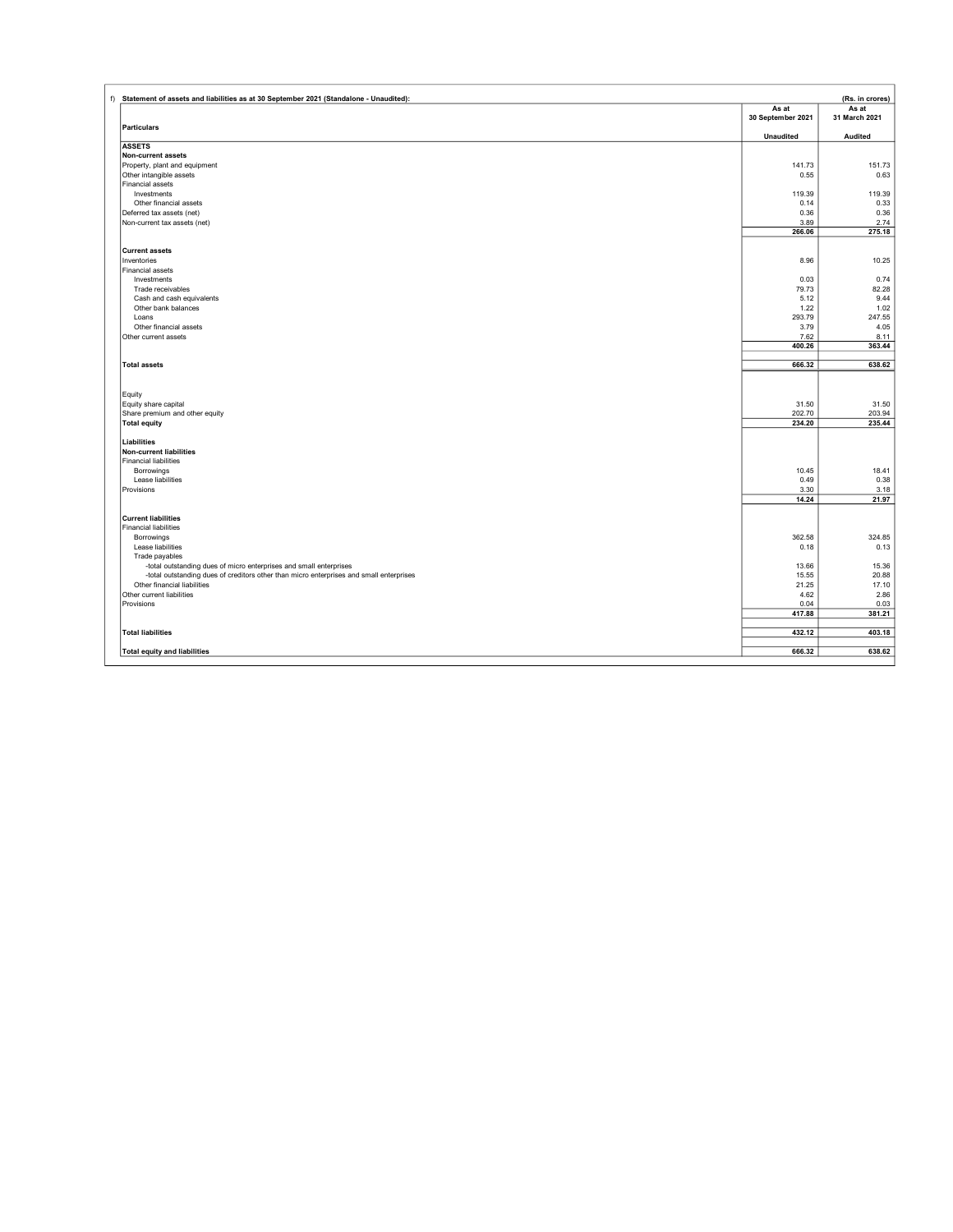f) **Statement of assets and liabilities as at 30 September 2021 (Standalone - Unaudited):**

(Rs. in crores)

| Particulars | As at 30 September 2021 | As at 31 March 2021 |
|---|---|---|
| | Unaudited | Audited |
| **ASSETS** | | |
| **Non-current assets** | | |
| Property, plant and equipment | 141.73 | 151.73 |
| Other intangible assets | 0.55 | 0.63 |
| Financial assets | | |
| Investments | 119.39 | 119.39 |
| Other financial assets | 0.14 | 0.33 |
| Deferred tax assets (net) | 0.36 | 0.36 |
| Non-current tax assets (net) | 3.89 | 2.74 |
| | **266.06** | **275.18** |
| **Current assets** | | |
| Inventories | 8.96 | 10.25 |
| Financial assets | | |
| Investments | 0.03 | 0.74 |
| Trade receivables | 79.73 | 82.28 |
| Cash and cash equivalents | 5.12 | 9.44 |
| Other bank balances | 1.22 | 1.02 |
| Loans | 293.79 | 247.55 |
| Other financial assets | 3.79 | 4.05 |
| Other current assets | 7.62 | 8.11 |
| | **400.26** | **363.44** |
| **Total assets** | **666.32** | **638.62** |
| Equity | | |
| Equity share capital | 31.50 | 31.50 |
| Share premium and other equity | 202.70 | 203.94 |
| **Total equity** | **234.20** | **235.44** |
| **Liabilities** | | |
| **Non-current liabilities** | | |
| Financial liabilities | | |
| Borrowings | 10.45 | 18.41 |
| Lease liabilities | 0.49 | 0.38 |
| Provisions | 3.30 | 3.18 |
| | **14.24** | **21.97** |
| **Current liabilities** | | |
| Financial liabilities | | |
| Borrowings | 362.58 | 324.85 |
| Lease liabilities | 0.18 | 0.13 |
| Trade payables | | |
| -total outstanding dues of micro enterprises and small enterprises | 13.66 | 15.36 |
| -total outstanding dues of creditors other than micro enterprises and small enterprises | 15.55 | 20.88 |
| Other financial liabilities | 21.25 | 17.10 |
| Other current liabilities | 4.62 | 2.86 |
| Provisions | 0.04 | 0.03 |
| | **417.88** | **381.21** |
| **Total liabilities** | **432.12** | **403.18** |
| **Total equity and liabilities** | **666.32** | **638.62** |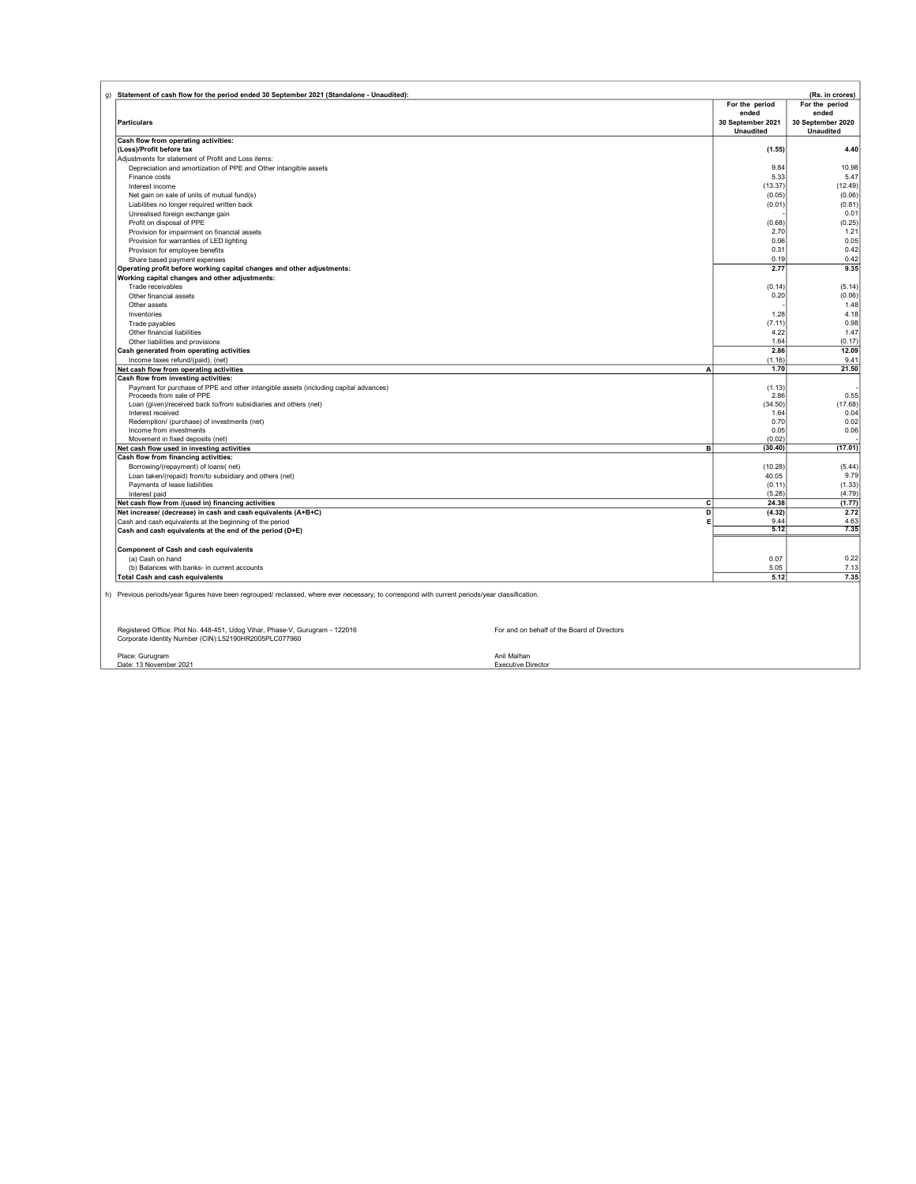g) **Statement of cash flow for the period ended 30 September 2021 (Standalone - Unaudited):**

(Rs. in crores)

| Particulars | | For the period ended 30 September 2021 Unaudited | For the period ended 30 September 2020 Unaudited |
|---|---|---|---|
| **Cash flow from operating activities:** | | | |
| **(Loss)/Profit before tax** | | **(1.55)** | **4.40** |
| Adjustments for statement of Profit and Loss items: | | | |
| Depreciation and amortization of PPE and Other intangible assets | | 9.84 | 10.98 |
| Finance costs | | 5.33 | 5.47 |
| Interest income | | (13.37) | (12.49) |
| Net gain on sale of units of mutual fund(s) | | (0.05) | (0.06) |
| Liabilities no longer required written back | | (0.01) | (0.81) |
| Unrealised foreign exchange gain | | - | 0.01 |
| Profit on disposal of PPE | | (0.68) | (0.25) |
| Provision for impairment on financial assets | | 2.70 | 1.21 |
| Provision for warranties of LED lighting | | 0.06 | 0.05 |
| Provision for employee benefits | | 0.31 | 0.42 |
| Share based payment expenses | | 0.19 | 0.42 |
| **Operating profit before working capital changes and other adjustments:** | | **2.77** | **9.35** |
| **Working capital changes and other adjustments:** | | | |
| Trade receivables | | (0.14) | (5.14) |
| Other financial assets | | 0.20 | (0.06) |
| Other assets | | - | 1.48 |
| Inventories | | 1.28 | 4.18 |
| Trade payables | | (7.11) | 0.98 |
| Other financial liabilities | | 4.22 | 1.47 |
| Other liabilities and provisions | | 1.64 | (0.17) |
| **Cash generated from operating activities** | | **2.86** | **12.09** |
| Income taxes refund/(paid), (net) | | (1.16) | 9.41 |
| **Net cash flow from operating activities** | **A** | **1.70** | **21.50** |
| **Cash flow from investing activities:** | | | |
| Payment for purchase of PPE and other intangible assets (including capital advances) | | (1.13) | - |
| Proceeds from sale of PPE | | 2.86 | 0.55 |
| Loan (given)/received back to/from subsidiaries and others (net) | | (34.50) | (17.68) |
| Interest received | | 1.64 | 0.04 |
| Redemption/ (purchase) of investments (net) | | 0.70 | 0.02 |
| Income from investments | | 0.05 | 0.06 |
| Movement in fixed deposits (net) | | (0.02) | - |
| **Net cash flow used in investing activities** | **B** | **(30.40)** | **(17.01)** |
| **Cash flow from financing activities:** | | | |
| Borrowing/(repayment) of loans( net) | | (10.28) | (5.44) |
| Loan taken/(repaid) from/to subsidiary and others (net) | | 40.05 | 9.79 |
| Payments of lease liabilities | | (0.11) | (1.33) |
| Interest paid | | (5.28) | (4.79) |
| **Net cash flow from /(used in) financing activities** | **C** | **24.38** | **(1.77)** |
| **Net increase/ (decrease) in cash and cash equivalents (A+B+C)** | **D** | **(4.32)** | **2.72** |
| Cash and cash equivalents at the beginning of the period | **E** | 9.44 | 4.63 |
| **Cash and cash equivalents at the end of the period (D+E)** | | **5.12** | **7.35** |
| | | | |
| **Component of Cash and cash equivalents** | | | |
| (a) Cash on hand | | 0.07 | 0.22 |
| (b) Balances with banks- in current accounts | | 5.05 | 7.13 |
| **Total Cash and cash equivalents** | | **5.12** | **7.35** |

h) Previous periods/year figures have been regrouped/ reclassed, where ever necessary, to correspond with current periods/year classification.

Registered Office: Plot No. 448-451, Udog Vihar, Phase-V, Gurugram - 122016
Corporate Identity Number (CIN):L52190HR2005PLC077960

For and on behalf of the Board of Directors

Place: Gurugram
Date: 13 November 2021

Anil Malhan
Executive Director